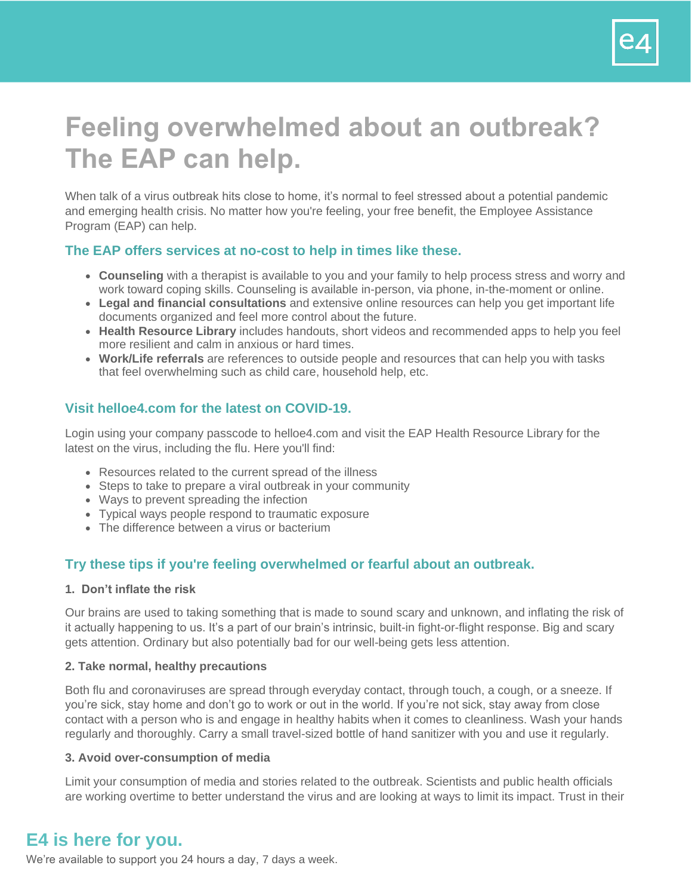# Feeling overwhelmed about an outbreak? The EAP can help.

When talk of a virus outbreak hits close to home, it's normal to feel stressed about a potential pandemic and emerging health crisis. No matter how you're feeling, your free benefit, the Employee Assistance Program (EAP) can help.

## The EAP offers services at no-cost to help in times like these.

- **Counseling** with a therapist is available to you and your family to help process stress and worry and work toward coping skills. Counseling is available in-person, via phone, in-the-moment or online.
- **Legal and financial consultations** and extensive online resources can help you get important life documents organized and feel more control about the future.
- **Health Resource Library** includes handouts, short videos and recommended apps to help you feel more resilient and calm in anxious or hard times.
- **Work/Life referrals** are references to outside people and resources that can help you with tasks that feel overwhelming such as child care, household help, etc.

## Visit helloe4.com for the latest on COVID-19.

Login using your company passcode to helloe4.com and visit the EAP Health Resource Library for the latest on the virus, including the flu. Here you'll find:

- Resources related to the current spread of the illness
- Steps to take to prepare a viral outbreak in your community
- Ways to prevent spreading the infection
- Typical ways people respond to traumatic exposure
- The difference between a virus or bacterium

## Try these tips if you're feeling overwhelmed or fearful about an outbreak.

### 1. Don't inflate the risk

Our brains are used to taking something that is made to sound scary and unknown, and inflating the risk of it actually happening to us. It's a part of our brain's intrinsic, built-in fight-or-flight response. Big and scary gets attention. Ordinary but also potentially bad for our well-being gets less attention.

### 2. Take normal, healthy precautions

Both flu and coronaviruses are spread through everyday contact, through touch, a cough, or a sneeze. If you're sick, stay home and don't go to work or out in the world. If you're not sick, stay away from close contact with a person who is and engage in healthy habits when it comes to cleanliness. Wash your hands regularly and thoroughly. Carry a small travel-sized bottle of hand sanitizer with you and use it regularly.

### 3. Avoid over-consumption of media

Limit your consumption of media and stories related to the outbreak. Scientists and public health officials are working overtime to better understand the virus and are looking at ways to limit its impact. Trust in their

## E4 is here for you.

We're available to support you 24 hours a day, 7 days a week.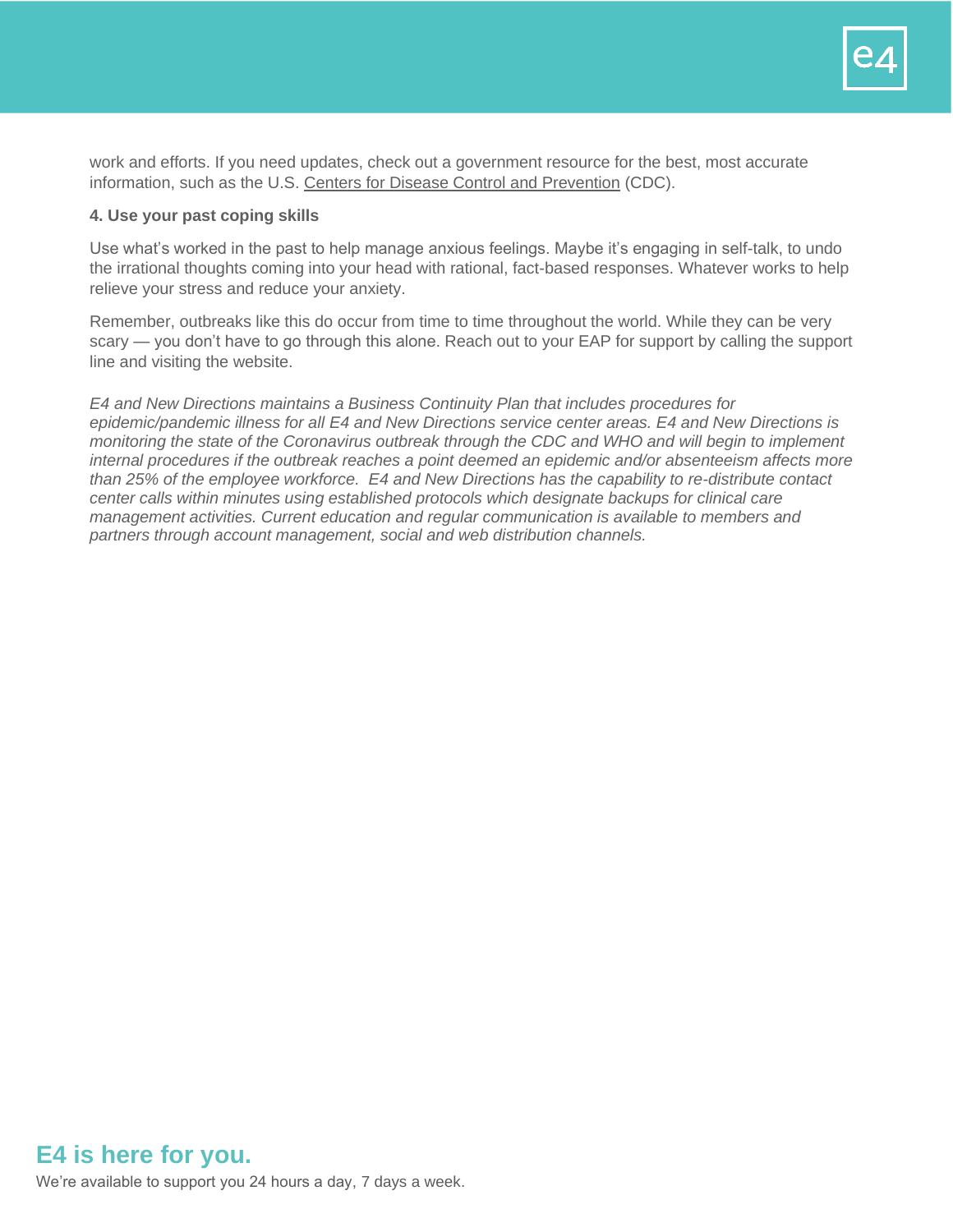work and efforts. If you need updates, check out a government resource for the best, most accurate information, such as the U.S. Centers for Disease Control and Prevention (CDC).

**4. Use your past coping skills**

Use what's worked in the past to help manage anxious feelings. Maybe it's engaging in self-talk, to undo the irrational thoughts coming into your head with rational, fact-based responses. Whatever works to help relieve your stress and reduce your anxiety.

Remember, outbreaks like this do occur from time to time throughout the world. While they can be very scary — you don't have to go through this alone. Reach out to your EAP for support by calling the support line and visiting the website.

*E4 and New Directions maintains a Business Continuity Plan that includes procedures for epidemic/pandemic illness for all E4 and New Directions service center areas. E4 and New Directions is monitoring the state of the Coronavirus outbreak through the CDC and WHO and will begin to implement internal procedures if the outbreak reaches a point deemed an epidemic and/or absenteeism affects more than 25% of the employee workforce. E4 and New Directions has the capability to re-distribute contact center calls within minutes using established protocols which designate backups for clinical care management activities. Current education and regular communication is available to members and partners through account management, social and web distribution channels.*

## E4 is here for you.

We're available to support you 24 hours a day, 7 days a week.